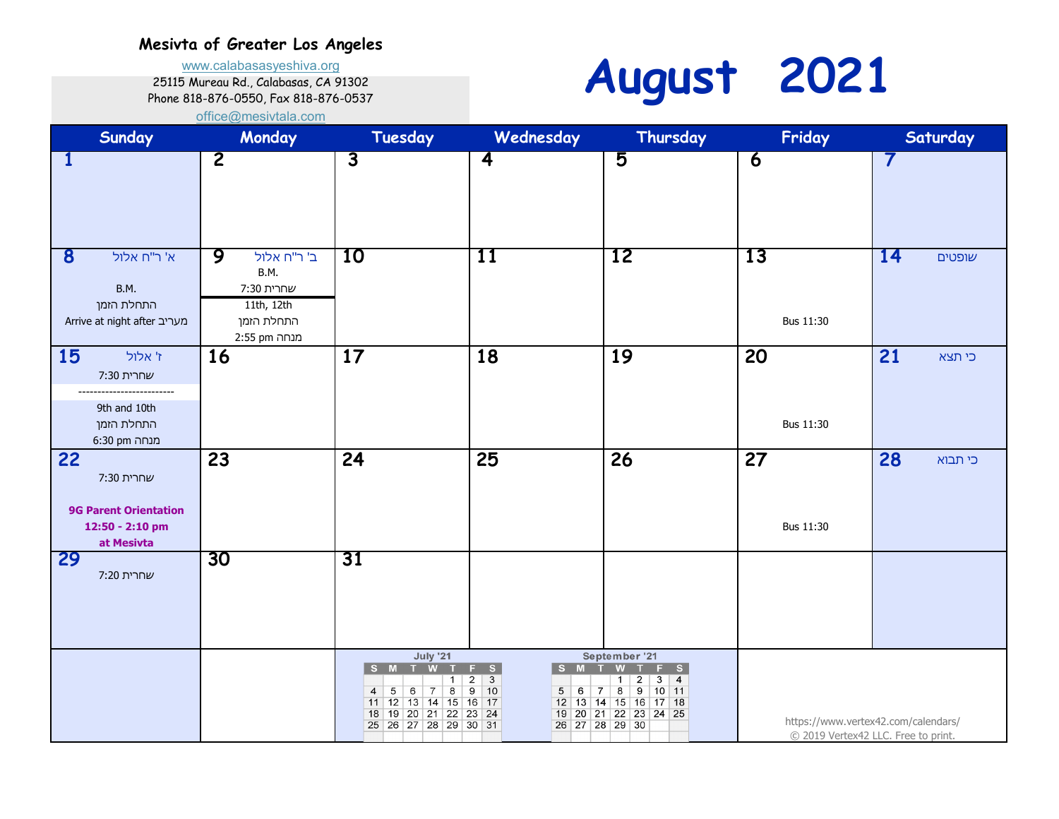**Mesivta of Greater Los Angeles**

www.calabasasyeshiva.org
25115 Mureau Rd., Calabasas, CA 91302
Phone 818-876-0550, Fax 818-876-0537
office@mesivtala.org

# August 2021

| Sunday | Monday | Tuesday | Wednesday | Thursday | Friday | Saturday |
|---|---|---|---|---|---|---|
| 1 | 2 | 3 | 4 | 5 | 6 | 7 |
| 8 א' ר"ח אלול<br>B.M.<br>התחלת הזמן<br>Arrive at night after מעריב | 9 ב' ר"ח אלול<br>B.M.<br>שחרית 7:30<br>11th, 12th<br>התחלת הזמן<br>מנחה 2:55 pm | 10 | 11 | 12 | 13<br>Bus 11:30 | 14 שופטים |
| 15 ז' אלול<br>שחרית 7:30<br>------------------------<br>9th and 10th<br>התחלת הזמן<br>מנחה 6:30 pm | 16 | 17 | 18 | 19 | 20<br>Bus 11:30 | 21 כי תצא |
| 22<br>שחרית 7:30<br>**9G Parent Orientation 12:50 - 2:10 pm at Mesivta** | 23 | 24 | 25 | 26 | 27<br>Bus 11:30 | 28 כי תבוא |
| 29<br>שחרית 7:20 | 30 | 31 | | | | |

**July '21**

| S | M | T | W | T | F | S |
|---|---|---|---|---|---|---|
| | | | | 1 | 2 | 3 |
| 4 | 5 | 6 | 7 | 8 | 9 | 10 |
| 11 | 12 | 13 | 14 | 15 | 16 | 17 |
| 18 | 19 | 20 | 21 | 22 | 23 | 24 |
| 25 | 26 | 27 | 28 | 29 | 30 | 31 |

**September '21**

| S | M | T | W | T | F | S |
|---|---|---|---|---|---|---|
| | | | 1 | 2 | 3 | 4 |
| 5 | 6 | 7 | 8 | 9 | 10 | 11 |
| 12 | 13 | 14 | 15 | 16 | 17 | 18 |
| 19 | 20 | 21 | 22 | 23 | 24 | 25 |
| 26 | 27 | 28 | 29 | 30 | | |

https://www.vertex42.com/calendars/
© 2019 Vertex42 LLC. Free to print.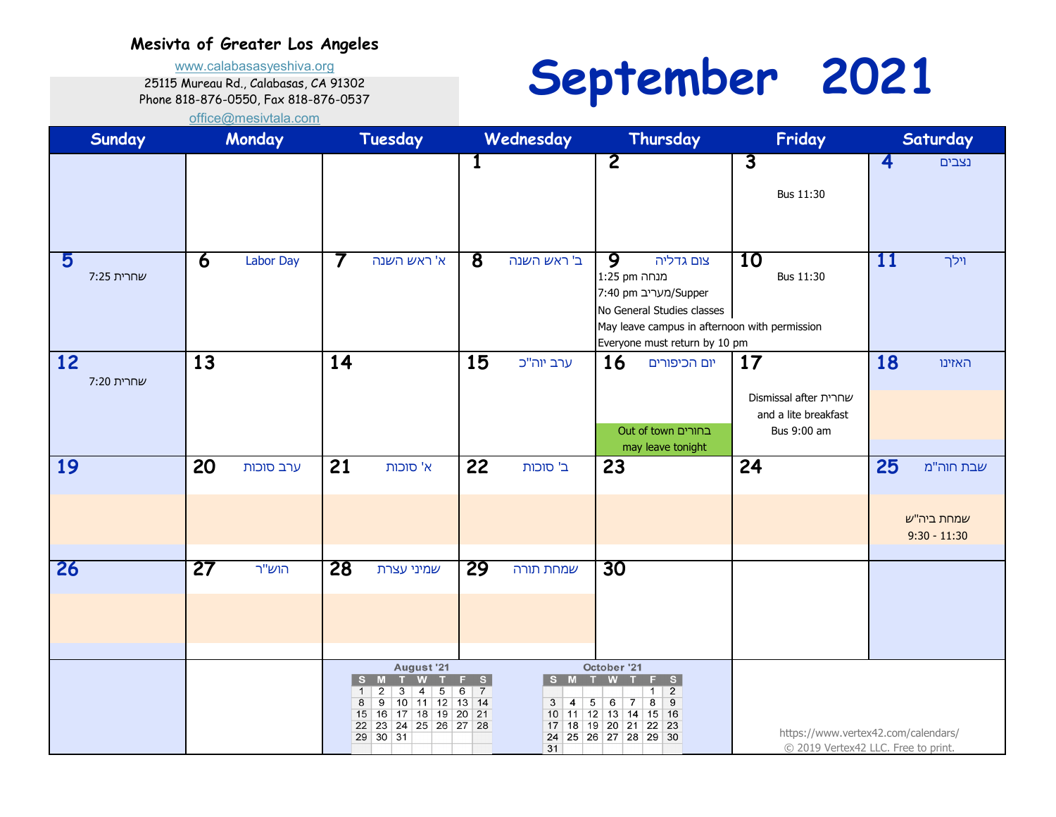**Mesivta of Greater Los Angeles**

www.calabasasyeshiva.org
25115 Mureau Rd., Calabasas, CA 91302
Phone 818-876-0550, Fax 818-876-0537
office@mesivtala.com

# September 2021

| Sunday | Monday | Tuesday | Wednesday | Thursday | Friday | Saturday |
|---|---|---|---|---|---|---|
| | | | 1 | 2 | 3<br>Bus 11:30 | 4 נצבים |
| 5<br>שחרית 7:25 | 6 Labor Day | 7 א' ראש השנה | 8 ב' ראש השנה | 9 צום גדליה<br>1:25 pm מנחה<br>7:40 pm מעריב/Supper<br>No General Studies classes<br>May leave campus in afternoon with permission<br>Everyone must return by 10 pm | 10<br>Bus 11:30 | 11 וילך |
| 12<br>שחרית 7:20 | 13 | 14 | 15 ערב יוה"כ | 16 יום הכיפורים<br>Out of town בחורים may leave tonight | 17<br>Dismissal after שחרית and a lite breakfast<br>Bus 9:00 am | 18 האזינו |
| 19 | 20 ערב סוכות | 21 א' סוכות | 22 ב' סוכות | 23 | 24 | 25 שבת חוה"מ<br>שמחת ביה"ש<br>9:30 - 11:30 |
| 26 | 27 הוש"ר | 28 שמיני עצרת | 29 שמחת תורה | 30 | | |

**August '21**

| S | M | T | W | T | F | S |
|---|---|---|---|---|---|---|
| 1 | 2 | 3 | 4 | 5 | 6 | 7 |
| 8 | 9 | 10 | 11 | 12 | 13 | 14 |
| 15 | 16 | 17 | 18 | 19 | 20 | 21 |
| 22 | 23 | 24 | 25 | 26 | 27 | 28 |
| 29 | 30 | 31 | | | | |

**October '21**

| S | M | T | W | T | F | S |
|---|---|---|---|---|---|---|
| | | | | | 1 | 2 |
| 3 | 4 | 5 | 6 | 7 | 8 | 9 |
| 10 | 11 | 12 | 13 | 14 | 15 | 16 |
| 17 | 18 | 19 | 20 | 21 | 22 | 23 |
| 24 | 25 | 26 | 27 | 28 | 29 | 30 |
| 31 | | | | | | |

https://www.vertex42.com/calendars/
© 2019 Vertex42 LLC. Free to print.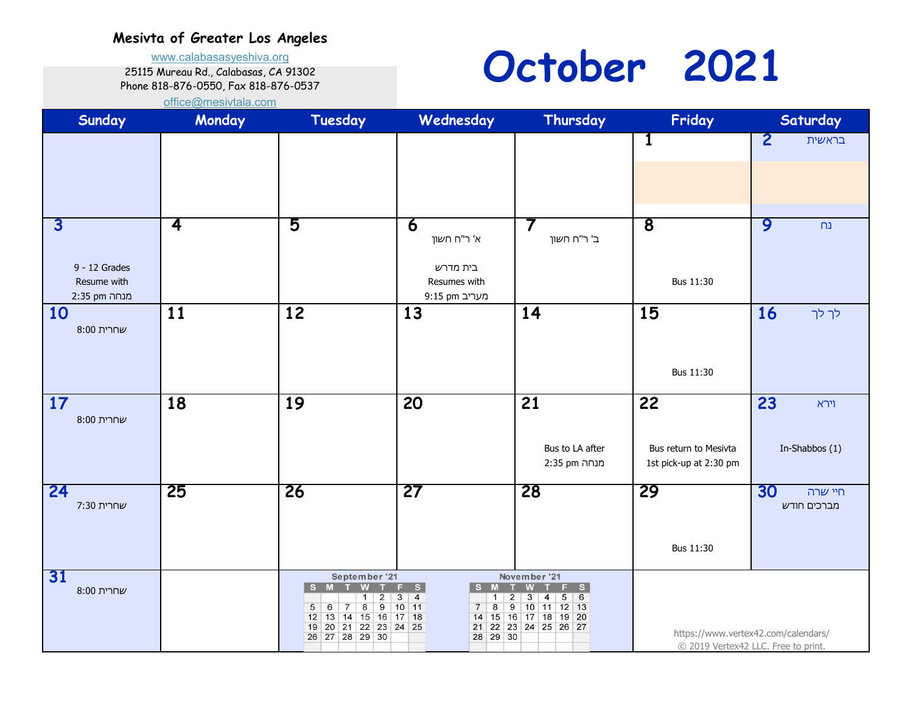**Mesivta of Greater Los Angeles**

www.calabasasyeshiva.org
25115 Mureau Rd., Calabasas, CA 91302
Phone 818-876-0550, Fax 818-876-0537
office@mesivtala.com

# October 2021

| Sunday | Monday | Tuesday | Wednesday | Thursday | Friday | Saturday |
|---|---|---|---|---|---|---|
| | | | | | 1 | 2 בראשית |
| 3<br>9 - 12 Grades Resume with 2:35 pm מנחה | 4 | 5 | 6<br>א' ר"ח חשון<br>בית מדרש Resumes with 9:15 pm מעריב | 7<br>ב' ר"ח חשון | 8<br>Bus 11:30 | 9 נח |
| 10<br>8:00 שחרית | 11 | 12 | 13 | 14 | 15<br>Bus 11:30 | 16 לך לך |
| 17<br>8:00 שחרית | 18 | 19 | 20 | 21<br>Bus to LA after 2:35 pm מנחה | 22<br>Bus return to Mesivta 1st pick-up at 2:30 pm | 23 וירא<br>In-Shabbos (1) |
| 24<br>7:30 שחרית | 25 | 26 | 27 | 28 | 29<br>Bus 11:30 | 30 חיי שרה<br>מברכים חודש |
| 31<br>8:00 שחרית | | | | | | |

**September '21**

| S | M | T | W | T | F | S |
|---|---|---|---|---|---|---|
| | | | 1 | 2 | 3 | 4 |
| 5 | 6 | 7 | 8 | 9 | 10 | 11 |
| 12 | 13 | 14 | 15 | 16 | 17 | 18 |
| 19 | 20 | 21 | 22 | 23 | 24 | 25 |
| 26 | 27 | 28 | 29 | 30 | | |

**November '21**

| S | M | T | W | T | F | S |
|---|---|---|---|---|---|---|
| | 1 | 2 | 3 | 4 | 5 | 6 |
| 7 | 8 | 9 | 10 | 11 | 12 | 13 |
| 14 | 15 | 16 | 17 | 18 | 19 | 20 |
| 21 | 22 | 23 | 24 | 25 | 26 | 27 |
| 28 | 29 | 30 | | | | |

https://www.vertex42.com/calendars/
© 2019 Vertex42 LLC. Free to print.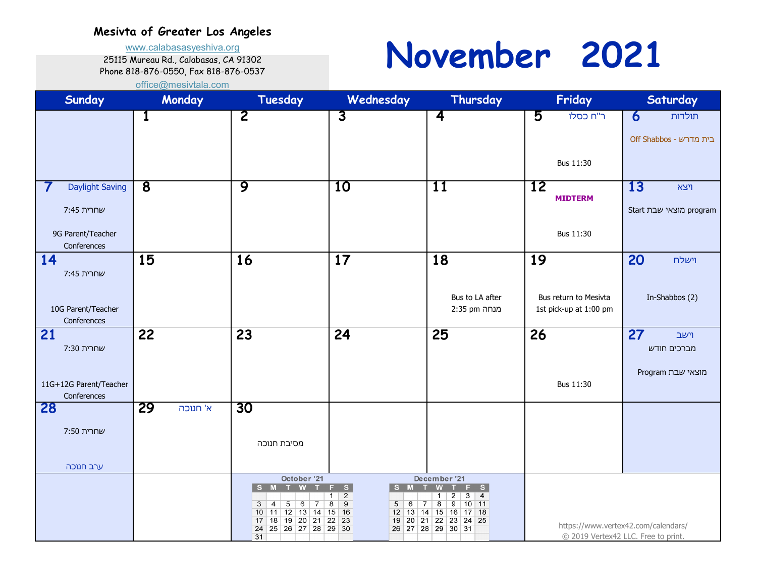**Mesivta of Greater Los Angeles**

www.calabasasyeshiva.org
25115 Mureau Rd., Calabasas, CA 91302
Phone 818-876-0550, Fax 818-876-0537
office@mesivtala.com

# November 2021

| Sunday | Monday | Tuesday | Wednesday | Thursday | Friday | Saturday |
|---|---|---|---|---|---|---|
| | 1 | 2 | 3 | 4 | 5 ר"ח כסלו<br>Bus 11:30 | 6 תולדות<br>Off Shabbos - בית מדרש |
| 7 Daylight Saving<br>שחרית 7:45<br>9G Parent/Teacher Conferences | 8 | 9 | 10 | 11 | 12 **MIDTERM**<br>Bus 11:30 | 13 ויצא<br>Start מוצאי שבת program |
| 14<br>שחרית 7:45<br>10G Parent/Teacher Conferences | 15 | 16 | 17 | 18<br>Bus to LA after 2:35 pm מנחה | 19<br>Bus return to Mesivta 1st pick-up at 1:00 pm | 20 וישלח<br>In-Shabbos (2) |
| 21<br>שחרית 7:30<br>11G+12G Parent/Teacher Conferences | 22 | 23 | 24 | 25 | 26<br>Bus 11:30 | 27 וישב<br>מברכים חודש<br>Program מוצאי שבת |
| 28<br>שחרית 7:50<br>ערב חנוכה | 29 א' חנוכה | 30<br>מסיבת חנוכה | | | | |

**October '21**

| S | M | T | W | T | F | S |
|---|---|---|---|---|---|---|
| | | | | | 1 | 2 |
| 3 | 4 | 5 | 6 | 7 | 8 | 9 |
| 10 | 11 | 12 | 13 | 14 | 15 | 16 |
| 17 | 18 | 19 | 20 | 21 | 22 | 23 |
| 24 | 25 | 26 | 27 | 28 | 29 | 30 |
| 31 | | | | | | |

**December '21**

| S | M | T | W | T | F | S |
|---|---|---|---|---|---|---|
| | | | 1 | 2 | 3 | 4 |
| 5 | 6 | 7 | 8 | 9 | 10 | 11 |
| 12 | 13 | 14 | 15 | 16 | 17 | 18 |
| 19 | 20 | 21 | 22 | 23 | 24 | 25 |
| 26 | 27 | 28 | 29 | 30 | 31 | |

https://www.vertex42.com/calendars/
© 2019 Vertex42 LLC. Free to print.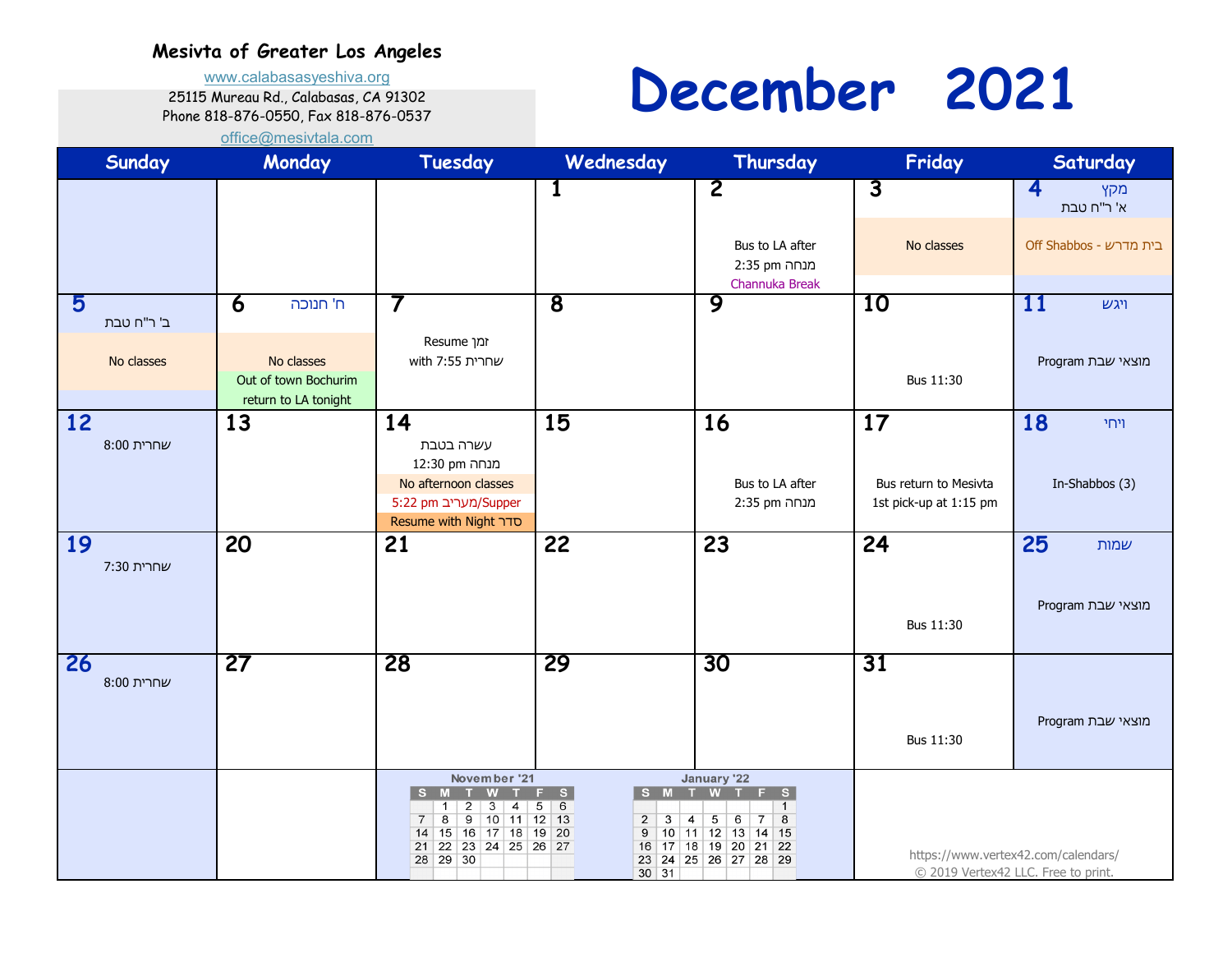**Mesivta of Greater Los Angeles**

www.calabasasyeshiva.org
25115 Mureau Rd., Calabasas, CA 91302
Phone 818-876-0550, Fax 818-876-0537
office@mesivtala.com

# December 2021

| Sunday | Monday | Tuesday | Wednesday | Thursday | Friday | Saturday |
|---|---|---|---|---|---|---|
| | | | 1 | 2<br>Bus to LA after 2:35 pm מנחה<br>Channuka Break | 3<br>No classes | 4 מקץ<br>א' ר"ח טבת<br>Off Shabbos - בית מדרש |
| 5<br>ב' ר"ח טבת<br>No classes | 6 ח' חנוכה<br>No classes<br>Out of town Bochurim return to LA tonight | 7<br>Resume זמן with 7:55 שחרית | 8 | 9 | 10<br>Bus 11:30 | 11 ויגש<br>Program מוצאי שבת |
| 12<br>שחרית 8:00 | 13 | 14<br>עשרה בטבת<br>מנחה 12:30 pm<br>No afternoon classes<br>5:22 pm מעריב/Supper<br>Resume with Night סדר | 15 | 16<br>Bus to LA after 2:35 pm מנחה | 17<br>Bus return to Mesivta<br>1st pick-up at 1:15 pm | 18 ויחי<br>In-Shabbos (3) |
| 19<br>שחרית 7:30 | 20 | 21 | 22 | 23 | 24<br>Bus 11:30 | 25 שמות<br>Program מוצאי שבת |
| 26<br>שחרית 8:00 | 27 | 28 | 29 | 30 | 31<br>Bus 11:30 | Program מוצאי שבת |

**November '21**

| S | M | T | W | T | F | S |
|---|---|---|---|---|---|---|
| | 1 | 2 | 3 | 4 | 5 | 6 |
| 7 | 8 | 9 | 10 | 11 | 12 | 13 |
| 14 | 15 | 16 | 17 | 18 | 19 | 20 |
| 21 | 22 | 23 | 24 | 25 | 26 | 27 |
| 28 | 29 | 30 | | | | |

**January '22**

| S | M | T | W | T | F | S |
|---|---|---|---|---|---|---|
| | | | | | | 1 |
| 2 | 3 | 4 | 5 | 6 | 7 | 8 |
| 9 | 10 | 11 | 12 | 13 | 14 | 15 |
| 16 | 17 | 18 | 19 | 20 | 21 | 22 |
| 23 | 24 | 25 | 26 | 27 | 28 | 29 |
| 30 | 31 | | | | | |

https://www.vertex42.com/calendars/
© 2019 Vertex42 LLC. Free to print.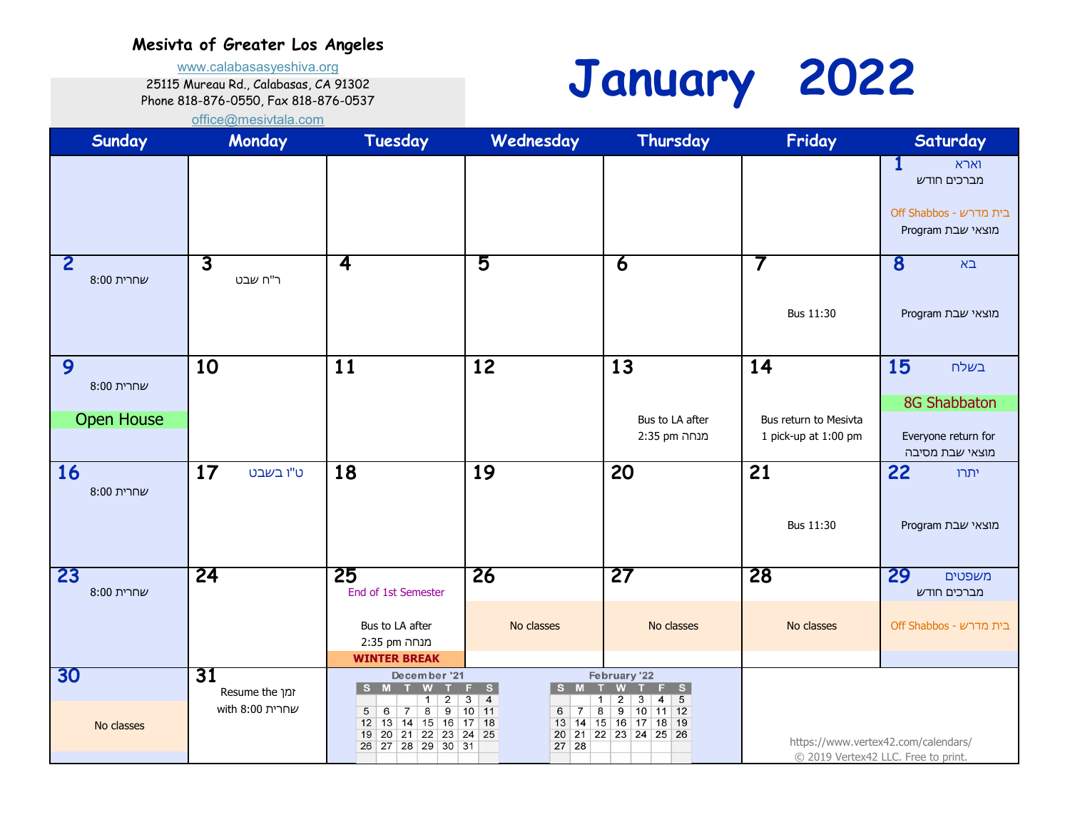**Mesivta of Greater Los Angeles**

www.calabasasyeshiva.org
25115 Mureau Rd., Calabasas, CA 91302
Phone 818-876-0550, Fax 818-876-0537
office@mesivtala.com

# January 2022

| Sunday | Monday | Tuesday | Wednesday | Thursday | Friday | Saturday |
|---|---|---|---|---|---|---|
| | | | | | | 1 וארא<br>מברכים חודש<br>Off Shabbos - בית מדרש<br>Program מוצאי שבת |
| 2<br>שחרית 8:00 | 3<br>ר"ח שבט | 4 | 5 | 6 | 7<br>Bus 11:30 | 8 בא<br>Program מוצאי שבת |
| 9<br>שחרית 8:00<br>Open House | 10 | 11 | 12 | 13<br>Bus to LA after<br>מנחה 2:35 pm | 14<br>Bus return to Mesivta<br>1 pick-up at 1:00 pm | 15 בשלח<br>8G Shabbaton<br>Everyone return for<br>מוצאי שבת מסיבה |
| 16<br>שחרית 8:00 | 17 ט"ו בשבט | 18 | 19 | 20 | 21<br>Bus 11:30 | 22 יתרו<br>Program מוצאי שבת |
| 23<br>שחרית 8:00 | 24 | 25<br>End of 1st Semester<br>Bus to LA after<br>מנחה 2:35 pm<br>WINTER BREAK | 26<br>No classes | 27<br>No classes | 28<br>No classes | 29 משפטים<br>מברכים חודש<br>Off Shabbos - בית מדרש |
| 30<br>No classes | 31<br>Resume the זמן<br>with 8:00 שחרית | | | | | |

**December '21**

| S | M | T | W | T | F | S |
|---|---|---|---|---|---|---|
| | | | 1 | 2 | 3 | 4 |
| 5 | 6 | 7 | 8 | 9 | 10 | 11 |
| 12 | 13 | 14 | 15 | 16 | 17 | 18 |
| 19 | 20 | 21 | 22 | 23 | 24 | 25 |
| 26 | 27 | 28 | 29 | 30 | 31 | |

**February '22**

| S | M | T | W | T | F | S |
|---|---|---|---|---|---|---|
| | | 1 | 2 | 3 | 4 | 5 |
| 6 | 7 | 8 | 9 | 10 | 11 | 12 |
| 13 | 14 | 15 | 16 | 17 | 18 | 19 |
| 20 | 21 | 22 | 23 | 24 | 25 | 26 |
| 27 | 28 | | | | | |

https://www.vertex42.com/calendars/
© 2019 Vertex42 LLC. Free to print.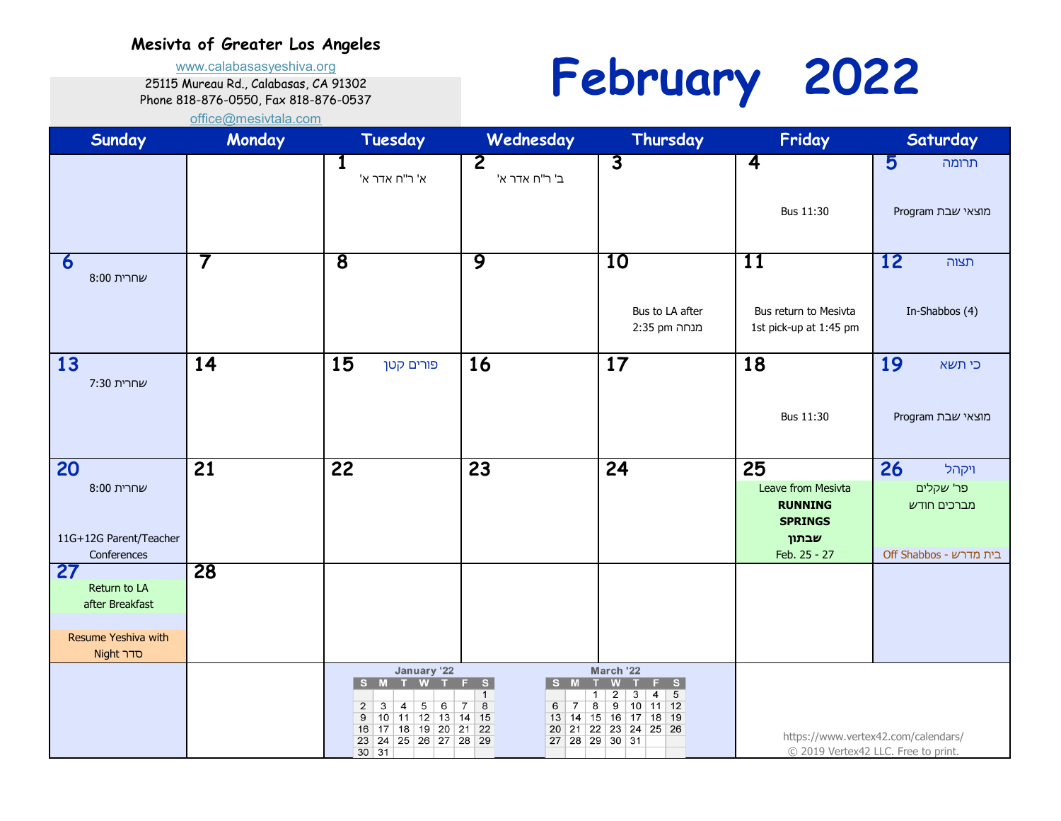**Mesivta of Greater Los Angeles**

www.calabasasyeshiva.org
25115 Mureau Rd., Calabasas, CA 91302
Phone 818-876-0550, Fax 818-876-0537
office@mesivtala.com

# February 2022

| Sunday | Monday | Tuesday | Wednesday | Thursday | Friday | Saturday |
|---|---|---|---|---|---|---|
| | | 1 א' ר"ח אדר א' | 2 ב' ר"ח אדר א' | 3 | 4 Bus 11:30 | 5 תרומה מוצאי שבת Program |
| 6 שחרית 8:00 | 7 | 8 | 9 | 10 Bus to LA after מנחה 2:35 pm | 11 Bus return to Mesivta 1st pick-up at 1:45 pm | 12 תצוה In-Shabbos (4) |
| 13 שחרית 7:30 | 14 | 15 פורים קטן | 16 | 17 | 18 Bus 11:30 | 19 כי תשא מוצאי שבת Program |
| 20 שחרית 8:00 11G+12G Parent/Teacher Conferences | 21 | 22 | 23 | 24 | 25 Leave from Mesivta **RUNNING SPRINGS שבתון** Feb. 25 - 27 | 26 ויקהל פר' שקלים מברכים חודש Off Shabbos - בית מדרש |
| 27 Return to LA after Breakfast Resume Yeshiva with Night סדר | 28 | | | | | |

**January '22**

| S | M | T | W | T | F | S |
|---|---|---|---|---|---|---|
| | | | | | | 1 |
| 2 | 3 | 4 | 5 | 6 | 7 | 8 |
| 9 | 10 | 11 | 12 | 13 | 14 | 15 |
| 16 | 17 | 18 | 19 | 20 | 21 | 22 |
| 23 | 24 | 25 | 26 | 27 | 28 | 29 |
| 30 | 31 | | | | | |

**March '22**

| S | M | T | W | T | F | S |
|---|---|---|---|---|---|---|
| | | 1 | 2 | 3 | 4 | 5 |
| 6 | 7 | 8 | 9 | 10 | 11 | 12 |
| 13 | 14 | 15 | 16 | 17 | 18 | 19 |
| 20 | 21 | 22 | 23 | 24 | 25 | 26 |
| 27 | 28 | 29 | 30 | 31 | | |

https://www.vertex42.com/calendars/
© 2019 Vertex42 LLC. Free to print.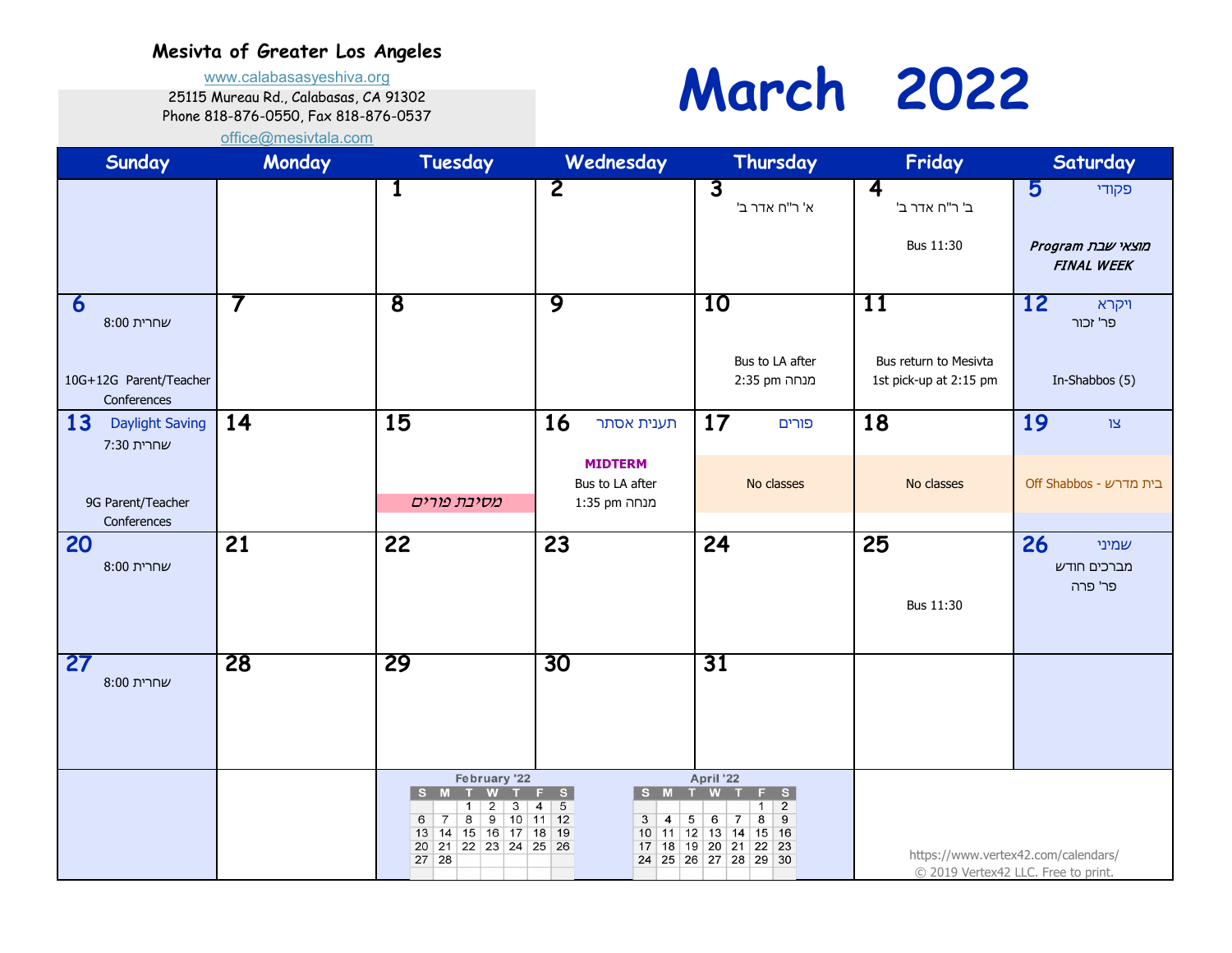**Mesivta of Greater Los Angeles**

www.calabasasyeshiva.org

25115 Mureau Rd., Calabasas, CA 91302

Phone 818-876-0550, Fax 818-876-0537

office@mesivtala.com

# March 2022

| Sunday | Monday | Tuesday | Wednesday | Thursday | Friday | Saturday |
|---|---|---|---|---|---|---|
| | | 1 | 2 | 3 א' ר"ח אדר ב' | 4 ב' ר"ח אדר ב'<br>Bus 11:30 | 5 פקודי<br>*Program מוצאי שבת FINAL WEEK* |
| 6 שחרית 8:00<br>10G+12G Parent/Teacher Conferences | 7 | 8 | 9 | 10<br>Bus to LA after מנחה 2:35 pm | 11<br>Bus return to Mesivta 1st pick-up at 2:15 pm | 12 ויקרא<br>פר' זכור<br>In-Shabbos (5) |
| 13 Daylight Saving<br>שחרית 7:30<br>9G Parent/Teacher Conferences | 14 | 15<br>*מסיבת פורים* | 16 תענית אסתר<br>**MIDTERM**<br>Bus to LA after מנחה 1:35 pm | 17 פורים<br>No classes | 18<br>No classes | 19 צו<br>Off Shabbos - בית מדרש |
| 20 שחרית 8:00 | 21 | 22 | 23 | 24 | 25<br>Bus 11:30 | 26 שמיני<br>מברכים חודש<br>פר' פרה |
| 27 שחרית 8:00 | 28 | 29 | 30 | 31 | | |

**February '22**

| S | M | T | W | T | F | S |
|---|---|---|---|---|---|---|
| | | 1 | 2 | 3 | 4 | 5 |
| 6 | 7 | 8 | 9 | 10 | 11 | 12 |
| 13 | 14 | 15 | 16 | 17 | 18 | 19 |
| 20 | 21 | 22 | 23 | 24 | 25 | 26 |
| 27 | 28 | | | | | |

**April '22**

| S | M | T | W | T | F | S |
|---|---|---|---|---|---|---|
| | | | | | 1 | 2 |
| 3 | 4 | 5 | 6 | 7 | 8 | 9 |
| 10 | 11 | 12 | 13 | 14 | 15 | 16 |
| 17 | 18 | 19 | 20 | 21 | 22 | 23 |
| 24 | 25 | 26 | 27 | 28 | 29 | 30 |

https://www.vertex42.com/calendars/
© 2019 Vertex42 LLC. Free to print.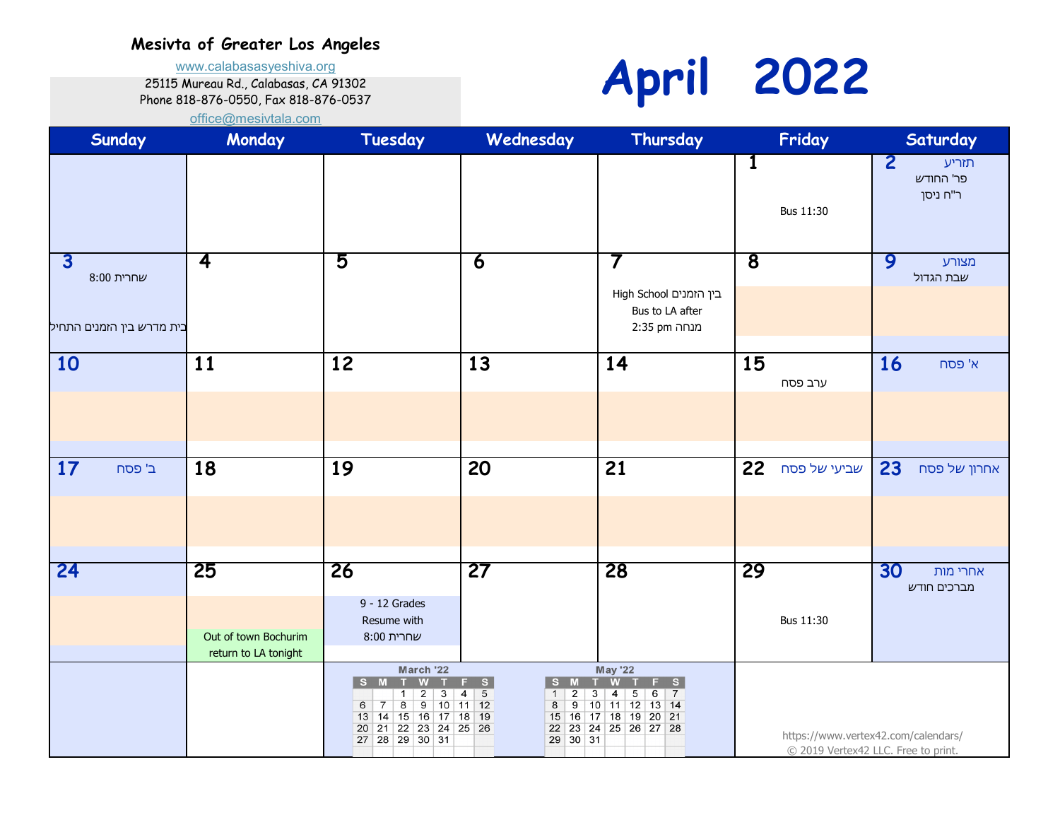**Mesivta of Greater Los Angeles**

www.calabasasyeshiva.org
25115 Mureau Rd., Calabasas, CA 91302
Phone 818-876-0550, Fax 818-876-0537
office@mesivtala.com

# April 2022

| Sunday | Monday | Tuesday | Wednesday | Thursday | Friday | Saturday |
|---|---|---|---|---|---|---|
| | | | | | 1<br>Bus 11:30 | 2 תזריע<br>פר' החודש<br>ר"ח ניסן |
| 3<br>שחרית 8:00<br>בית מדרש בין הזמנים התחיל | 4 | 5 | 6 | 7<br>High School בין הזמנים<br>Bus to LA after<br>2:35 pm מנחה | 8 | 9 מצורע<br>שבת הגדול |
| 10 | 11 | 12 | 13 | 14 | 15<br>ערב פסח | 16 א' פסח |
| 17 ב' פסח | 18 | 19 | 20 | 21 | 22 שביעי של פסח | 23 אחרון של פסח |
| 24 | 25<br>Out of town Bochurim return to LA tonight | 26<br>9 - 12 Grades Resume with<br>שחרית 8:00 | 27 | 28 | 29<br>Bus 11:30 | 30 אחרי מות<br>מברכים חודש |

**March '22**

| S | M | T | W | T | F | S |
|---|---|---|---|---|---|---|
| | | 1 | 2 | 3 | 4 | 5 |
| 6 | 7 | 8 | 9 | 10 | 11 | 12 |
| 13 | 14 | 15 | 16 | 17 | 18 | 19 |
| 20 | 21 | 22 | 23 | 24 | 25 | 26 |
| 27 | 28 | 29 | 30 | 31 | | |

**May '22**

| S | M | T | W | T | F | S |
|---|---|---|---|---|---|---|
| 1 | 2 | 3 | 4 | 5 | 6 | 7 |
| 8 | 9 | 10 | 11 | 12 | 13 | 14 |
| 15 | 16 | 17 | 18 | 19 | 20 | 21 |
| 22 | 23 | 24 | 25 | 26 | 27 | 28 |
| 29 | 30 | 31 | | | | |

https://www.vertex42.com/calendars/
© 2019 Vertex42 LLC. Free to print.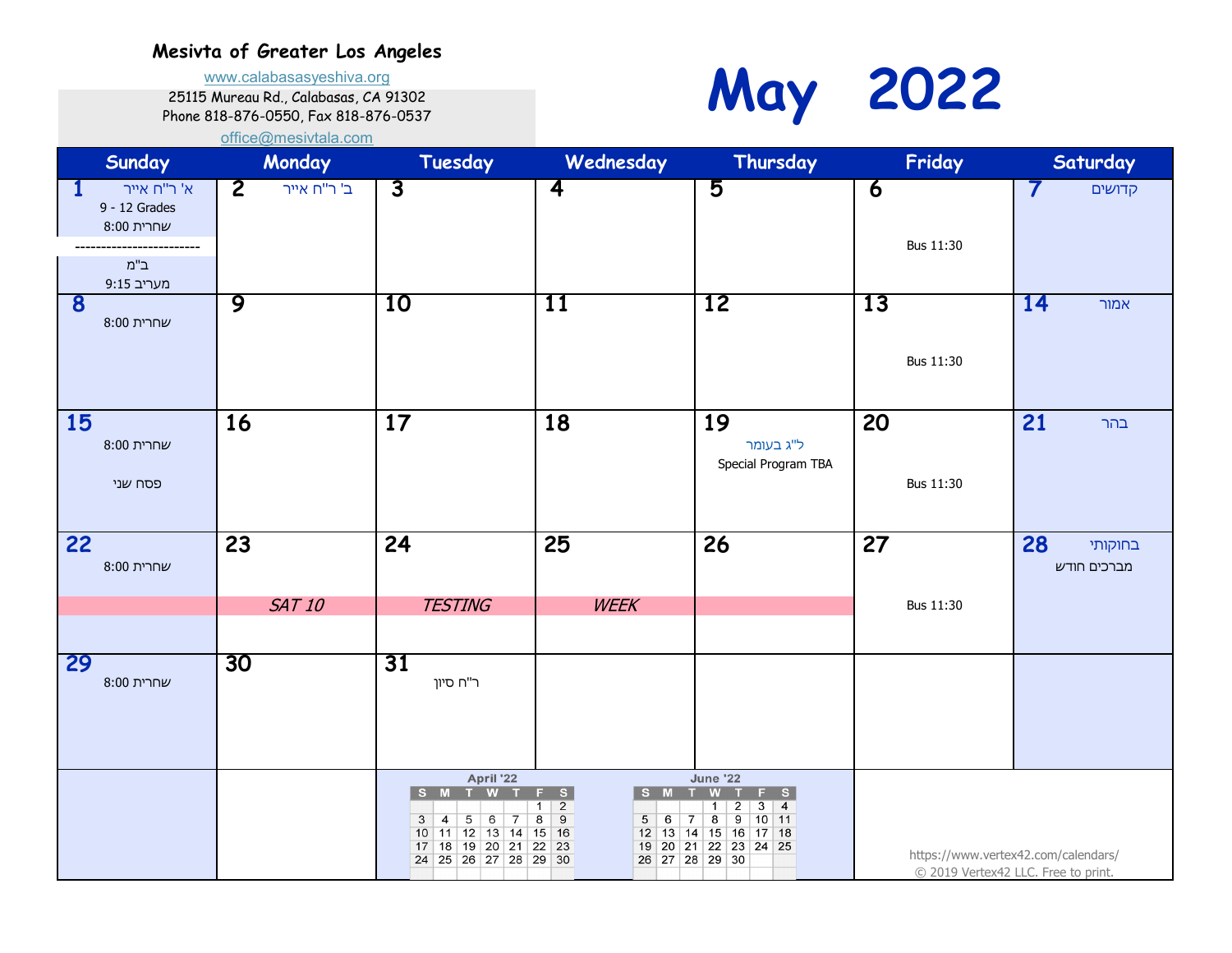**Mesivta of Greater Los Angeles**

www.calabasasyeshiva.org
25115 Mureau Rd., Calabasas, CA 91302
Phone 818-876-0550, Fax 818-876-0537
office@mesivtala.com

# May 2022

| Sunday | Monday | Tuesday | Wednesday | Thursday | Friday | Saturday |
|---|---|---|---|---|---|---|
| 1 א' ר"ח אייר<br>9 - 12 Grades<br>שחרית 8:00<br>------------------------<br>ב"מ<br>מעריב 9:15 | 2 ב' ר"ח אייר | 3 | 4 | 5 | 6<br>Bus 11:30 | 7 קדושים |
| 8<br>שחרית 8:00 | 9 | 10 | 11 | 12 | 13<br>Bus 11:30 | 14 אמור |
| 15<br>שחרית 8:00<br>פסח שני | 16 | 17 | 18 | 19 ל"ג בעומר<br>Special Program TBA | 20<br>Bus 11:30 | 21 בהר |
| 22<br>שחרית 8:00 | 23<br>*SAT 10* | 24<br>*TESTING* | 25<br>*WEEK* | 26 | 27<br>Bus 11:30 | 28 בחוקותי<br>מברכים חודש |
| 29<br>שחרית 8:00 | 30 | 31<br>ר"ח סיון | | | | |

**April '22**

| S | M | T | W | T | F | S |
|---|---|---|---|---|---|---|
| | | | | | 1 | 2 |
| 3 | 4 | 5 | 6 | 7 | 8 | 9 |
| 10 | 11 | 12 | 13 | 14 | 15 | 16 |
| 17 | 18 | 19 | 20 | 21 | 22 | 23 |
| 24 | 25 | 26 | 27 | 28 | 29 | 30 |

**June '22**

| S | M | T | W | T | F | S |
|---|---|---|---|---|---|---|
| | | | 1 | 2 | 3 | 4 |
| 5 | 6 | 7 | 8 | 9 | 10 | 11 |
| 12 | 13 | 14 | 15 | 16 | 17 | 18 |
| 19 | 20 | 21 | 22 | 23 | 24 | 25 |
| 26 | 27 | 28 | 29 | 30 | | |

https://www.vertex42.com/calendars/
© 2019 Vertex42 LLC. Free to print.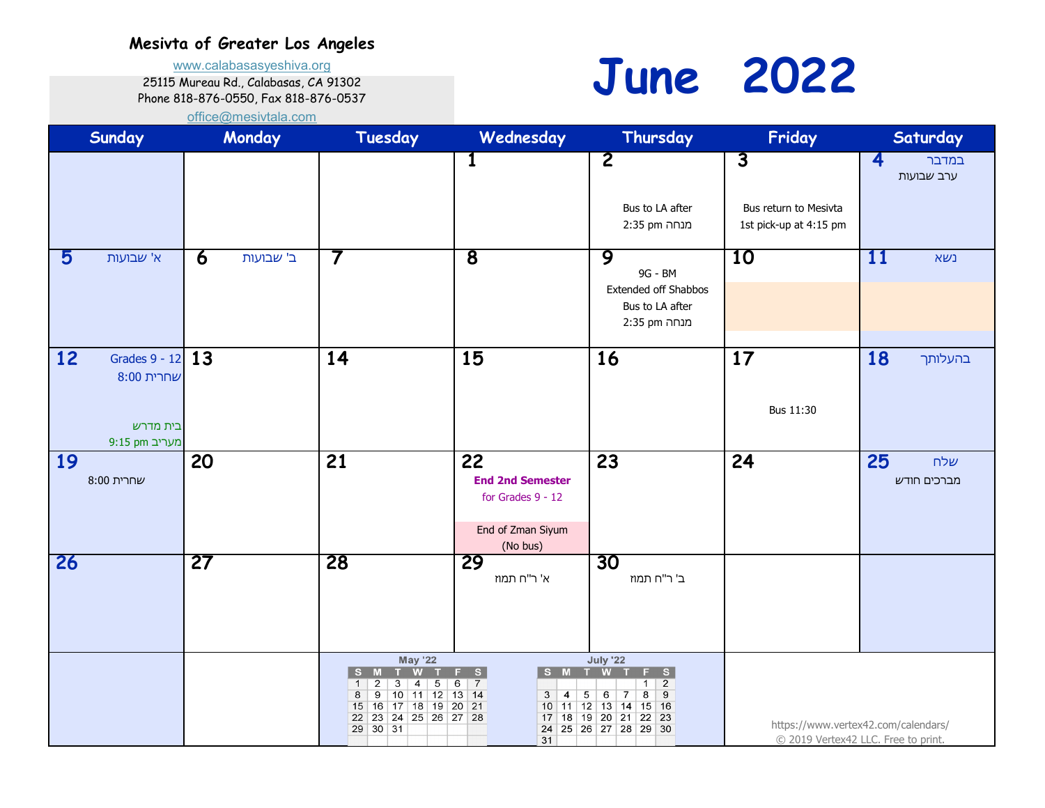**Mesivta of Greater Los Angeles**

www.calabasasyeshiva.org
25115 Mureau Rd., Calabasas, CA 91302
Phone 818-876-0550, Fax 818-876-0537
office@mesivtala.com

# June 2022

| Sunday | Monday | Tuesday | Wednesday | Thursday | Friday | Saturday |
|---|---|---|---|---|---|---|
| | | | 1 | 2 Bus to LA after 2:35 pm מנחה | 3 Bus return to Mesivta 1st pick-up at 4:15 pm | 4 במדבר ערב שבועות |
| 5 א' שבועות | 6 ב' שבועות | 7 | 8 | 9 9G - BM Extended off Shabbos Bus to LA after 2:35 pm מנחה | 10 | 11 נשא |
| 12 Grades 9 - 12 שחרית 8:00 בית מדרש מעריב 9:15 pm | 13 | 14 | 15 | 16 | 17 Bus 11:30 | 18 בהעלותך |
| 19 שחרית 8:00 | 20 | 21 | 22 **End 2nd Semester** for Grades 9 - 12 End of Zman Siyum (No bus) | 23 | 24 | 25 שלח מברכים חודש |
| 26 | 27 | 28 | 29 א' ר"ח תמוז | 30 ב' ר"ח תמוז | | |

**May '22**

| S | M | T | W | T | F | S |
|---|---|---|---|---|---|---|
| 1 | 2 | 3 | 4 | 5 | 6 | 7 |
| 8 | 9 | 10 | 11 | 12 | 13 | 14 |
| 15 | 16 | 17 | 18 | 19 | 20 | 21 |
| 22 | 23 | 24 | 25 | 26 | 27 | 28 |
| 29 | 30 | 31 | | | | |

**July '22**

| S | M | T | W | T | F | S |
|---|---|---|---|---|---|---|
| | | | | | 1 | 2 |
| 3 | 4 | 5 | 6 | 7 | 8 | 9 |
| 10 | 11 | 12 | 13 | 14 | 15 | 16 |
| 17 | 18 | 19 | 20 | 21 | 22 | 23 |
| 24 | 25 | 26 | 27 | 28 | 29 | 30 |
| 31 | | | | | | |

https://www.vertex42.com/calendars/
© 2019 Vertex42 LLC. Free to print.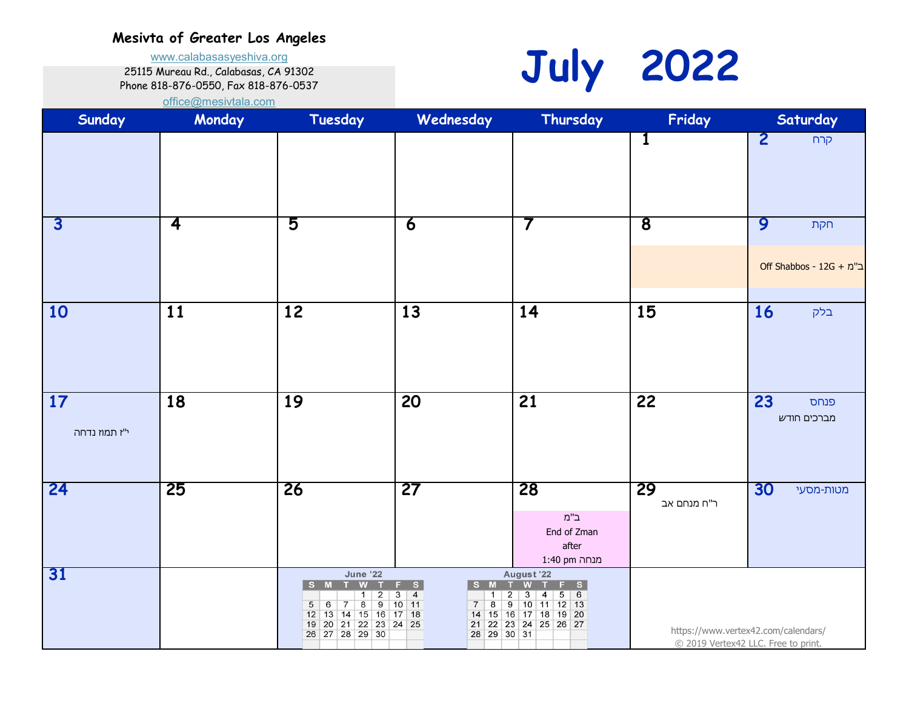**Mesivta of Greater Los Angeles**

www.calabasasyeshiva.org

25115 Mureau Rd., Calabasas, CA 91302

Phone 818-876-0550, Fax 818-876-0537

office@mesivtala.com

# July 2022

| Sunday | Monday | Tuesday | Wednesday | Thursday | Friday | Saturday |
|---|---|---|---|---|---|---|
| | | | | | 1 | 2 קרח |
| 3 | 4 | 5 | 6 | 7 | 8 | 9 חקת<br>Off Shabbos - 12G + ב"מ |
| 10 | 11 | 12 | 13 | 14 | 15 | 16 בלק |
| 17<br>י"ז תמוז נדחה | 18 | 19 | 20 | 21 | 22 | 23 פנחס<br>מברכים חודש |
| 24 | 25 | 26 | 27 | 28<br>ב"מ<br>End of Zman<br>after<br>1:40 pm מנחה | 29<br>ר"ח מנחם אב | 30 מטות-מסעי |
| 31 | | | | | | |

**June '22**

| S | M | T | W | T | F | S |
|---|---|---|---|---|---|---|
| | | | 1 | 2 | 3 | 4 |
| 5 | 6 | 7 | 8 | 9 | 10 | 11 |
| 12 | 13 | 14 | 15 | 16 | 17 | 18 |
| 19 | 20 | 21 | 22 | 23 | 24 | 25 |
| 26 | 27 | 28 | 29 | 30 | | |

**August '22**

| S | M | T | W | T | F | S |
|---|---|---|---|---|---|---|
| | 1 | 2 | 3 | 4 | 5 | 6 |
| 7 | 8 | 9 | 10 | 11 | 12 | 13 |
| 14 | 15 | 16 | 17 | 18 | 19 | 20 |
| 21 | 22 | 23 | 24 | 25 | 26 | 27 |
| 28 | 29 | 30 | 31 | | | |

https://www.vertex42.com/calendars/
© 2019 Vertex42 LLC. Free to print.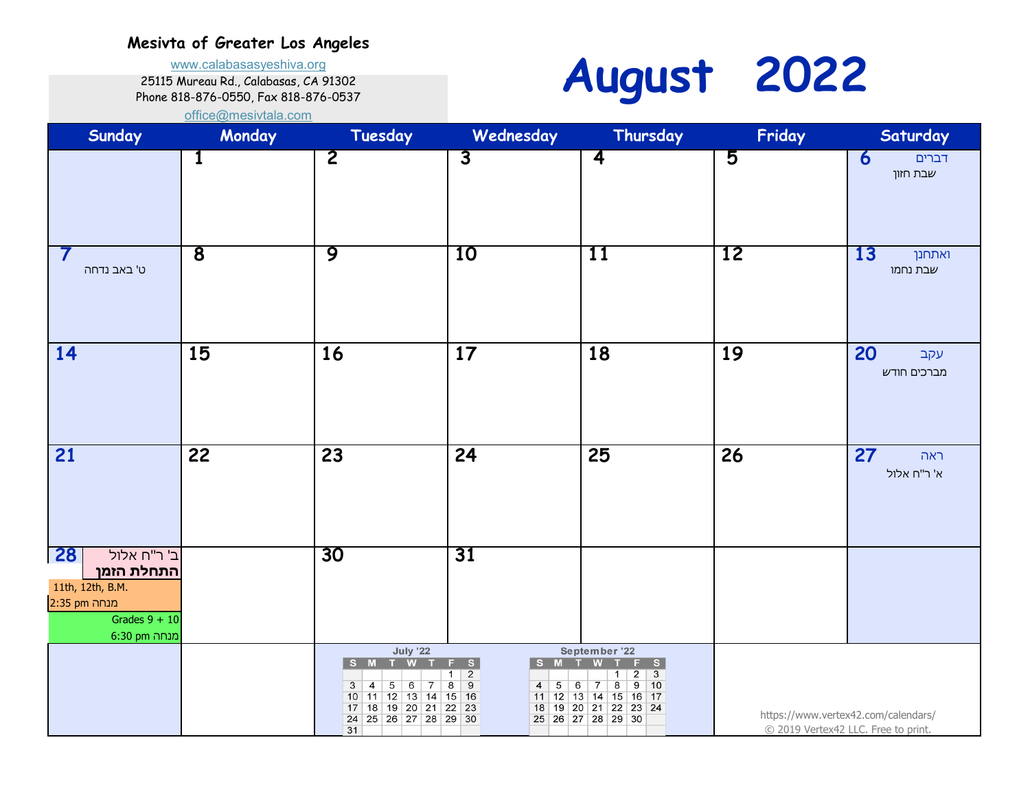**Mesivta of Greater Los Angeles**

www.calabasasyeshiva.org

25115 Mureau Rd., Calabasas, CA 91302

Phone 818-876-0550, Fax 818-876-0537

office@mesivtala.com

# August 2022

| Sunday | Monday | Tuesday | Wednesday | Thursday | Friday | Saturday |
|---|---|---|---|---|---|---|
| | 1 | 2 | 3 | 4 | 5 | 6 דברים שבת חזון |
| 7 ט' באב נדחה | 8 | 9 | 10 | 11 | 12 | 13 ואתחנן שבת נחמו |
| 14 | 15 | 16 | 17 | 18 | 19 | 20 עקב מברכים חודש |
| 21 | 22 | 23 | 24 | 25 | 26 | 27 ראה א' ר"ח אלול |
| 28 ב' ר"ח אלול **התחלת הזמן** 11th, 12th, B.M. מנחה 2:35 pm Grades 9 + 10 מנחה 6:30 pm | | 30 | 31 | | | |

**July '22**

| S | M | T | W | T | F | S |
|---|---|---|---|---|---|---|
| | | | | | 1 | 2 |
| 3 | 4 | 5 | 6 | 7 | 8 | 9 |
| 10 | 11 | 12 | 13 | 14 | 15 | 16 |
| 17 | 18 | 19 | 20 | 21 | 22 | 23 |
| 24 | 25 | 26 | 27 | 28 | 29 | 30 |
| 31 | | | | | | |

**September '22**

| S | M | T | W | T | F | S |
|---|---|---|---|---|---|---|
| | | | | 1 | 2 | 3 |
| 4 | 5 | 6 | 7 | 8 | 9 | 10 |
| 11 | 12 | 13 | 14 | 15 | 16 | 17 |
| 18 | 19 | 20 | 21 | 22 | 23 | 24 |
| 25 | 26 | 27 | 28 | 29 | 30 | |

https://www.vertex42.com/calendars/

© 2019 Vertex42 LLC. Free to print.